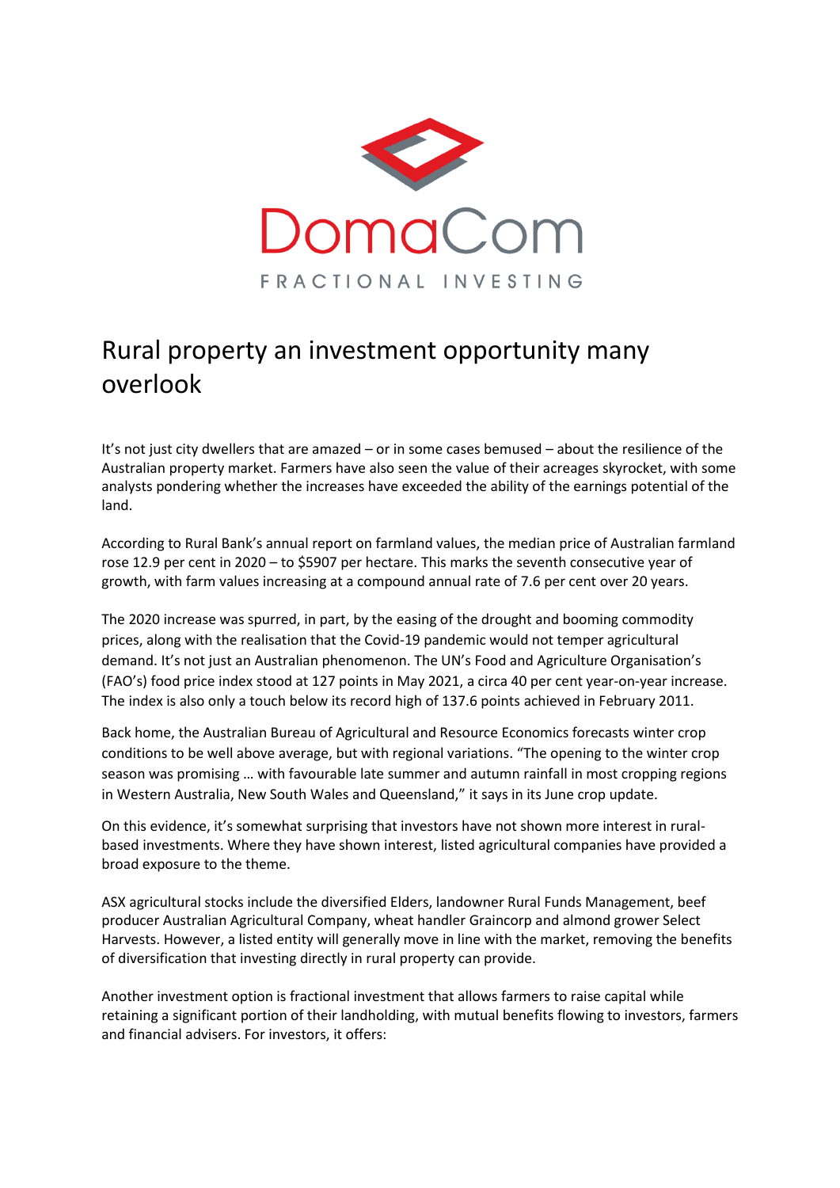DomaCom

FRACTIONAL INVESTING

# Rural property an investment opportunity many overlook

It's not just city dwellers that are amazed – or in some cases bemused – about the resilience of the Australian property market. Farmers have also seen the value of their acreages skyrocket, with some analysts pondering whether the increases have exceeded the ability of the earnings potential of the land.

According to Rural Bank's annual report on farmland values, the median price of Australian farmland rose 12.9 per cent in 2020 – to $5907 per hectare. This marks the seventh consecutive year of growth, with farm values increasing at a compound annual rate of 7.6 per cent over 20 years.

The 2020 increase was spurred, in part, by the easing of the drought and booming commodity prices, along with the realisation that the Covid-19 pandemic would not temper agricultural demand. It's not just an Australian phenomenon. The UN's Food and Agriculture Organisation's (FAO's) food price index stood at 127 points in May 2021, a circa 40 per cent year-on-year increase. The index is also only a touch below its record high of 137.6 points achieved in February 2011.

Back home, the Australian Bureau of Agricultural and Resource Economics forecasts winter crop conditions to be well above average, but with regional variations. "The opening to the winter crop season was promising … with favourable late summer and autumn rainfall in most cropping regions in Western Australia, New South Wales and Queensland," it says in its June crop update.

On this evidence, it's somewhat surprising that investors have not shown more interest in rural-based investments. Where they have shown interest, listed agricultural companies have provided a broad exposure to the theme.

ASX agricultural stocks include the diversified Elders, landowner Rural Funds Management, beef producer Australian Agricultural Company, wheat handler Graincorp and almond grower Select Harvests. However, a listed entity will generally move in line with the market, removing the benefits of diversification that investing directly in rural property can provide.

Another investment option is fractional investment that allows farmers to raise capital while retaining a significant portion of their landholding, with mutual benefits flowing to investors, farmers and financial advisers. For investors, it offers: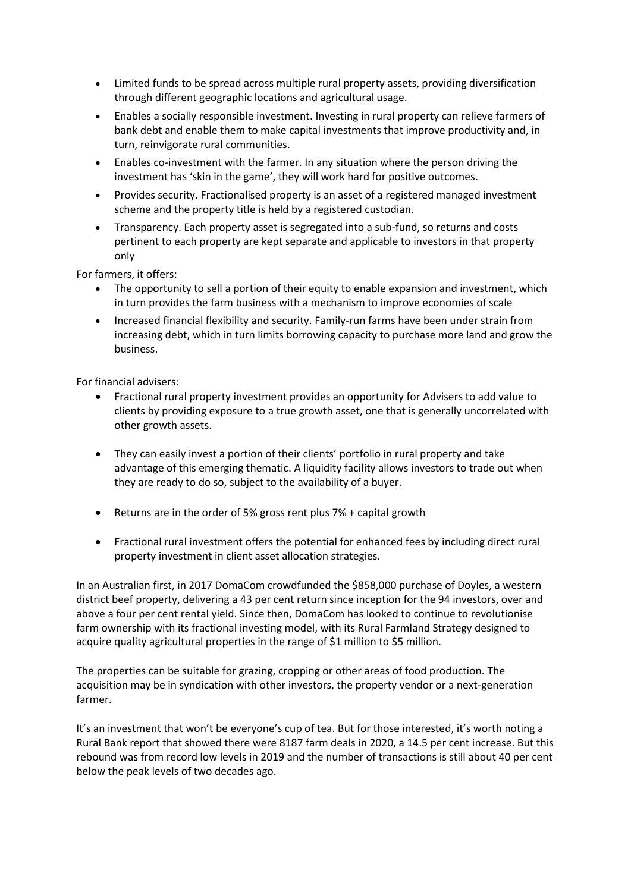- Limited funds to be spread across multiple rural property assets, providing diversification through different geographic locations and agricultural usage.
- Enables a socially responsible investment. Investing in rural property can relieve farmers of bank debt and enable them to make capital investments that improve productivity and, in turn, reinvigorate rural communities.
- Enables co-investment with the farmer. In any situation where the person driving the investment has 'skin in the game', they will work hard for positive outcomes.
- Provides security. Fractionalised property is an asset of a registered managed investment scheme and the property title is held by a registered custodian.
- Transparency. Each property asset is segregated into a sub-fund, so returns and costs pertinent to each property are kept separate and applicable to investors in that property only

For farmers, it offers:

- The opportunity to sell a portion of their equity to enable expansion and investment, which in turn provides the farm business with a mechanism to improve economies of scale
- Increased financial flexibility and security. Family-run farms have been under strain from increasing debt, which in turn limits borrowing capacity to purchase more land and grow the business.

For financial advisers:

- Fractional rural property investment provides an opportunity for Advisers to add value to clients by providing exposure to a true growth asset, one that is generally uncorrelated with other growth assets.
- They can easily invest a portion of their clients' portfolio in rural property and take advantage of this emerging thematic. A liquidity facility allows investors to trade out when they are ready to do so, subject to the availability of a buyer.
- Returns are in the order of 5% gross rent plus 7% + capital growth
- Fractional rural investment offers the potential for enhanced fees by including direct rural property investment in client asset allocation strategies.

In an Australian first, in 2017 DomaCom crowdfunded the $858,000 purchase of Doyles, a western district beef property, delivering a 43 per cent return since inception for the 94 investors, over and above a four per cent rental yield. Since then, DomaCom has looked to continue to revolutionise farm ownership with its fractional investing model, with its Rural Farmland Strategy designed to acquire quality agricultural properties in the range of $1 million to $5 million.

The properties can be suitable for grazing, cropping or other areas of food production. The acquisition may be in syndication with other investors, the property vendor or a next-generation farmer.

It's an investment that won't be everyone's cup of tea. But for those interested, it's worth noting a Rural Bank report that showed there were 8187 farm deals in 2020, a 14.5 per cent increase. But this rebound was from record low levels in 2019 and the number of transactions is still about 40 per cent below the peak levels of two decades ago.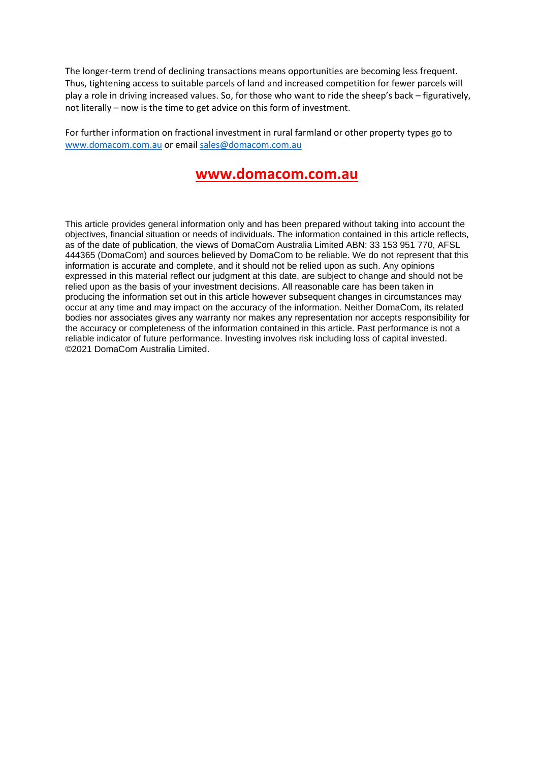The longer-term trend of declining transactions means opportunities are becoming less frequent. Thus, tightening access to suitable parcels of land and increased competition for fewer parcels will play a role in driving increased values. So, for those who want to ride the sheep's back – figuratively, not literally – now is the time to get advice on this form of investment.

For further information on fractional investment in rural farmland or other property types go to www.domacom.com.au or email sales@domacom.com.au

**www.domacom.com.au**

This article provides general information only and has been prepared without taking into account the objectives, financial situation or needs of individuals. The information contained in this article reflects, as of the date of publication, the views of DomaCom Australia Limited ABN: 33 153 951 770, AFSL 444365 (DomaCom) and sources believed by DomaCom to be reliable. We do not represent that this information is accurate and complete, and it should not be relied upon as such. Any opinions expressed in this material reflect our judgment at this date, are subject to change and should not be relied upon as the basis of your investment decisions. All reasonable care has been taken in producing the information set out in this article however subsequent changes in circumstances may occur at any time and may impact on the accuracy of the information. Neither DomaCom, its related bodies nor associates gives any warranty nor makes any representation nor accepts responsibility for the accuracy or completeness of the information contained in this article. Past performance is not a reliable indicator of future performance. Investing involves risk including loss of capital invested. ©2021 DomaCom Australia Limited.